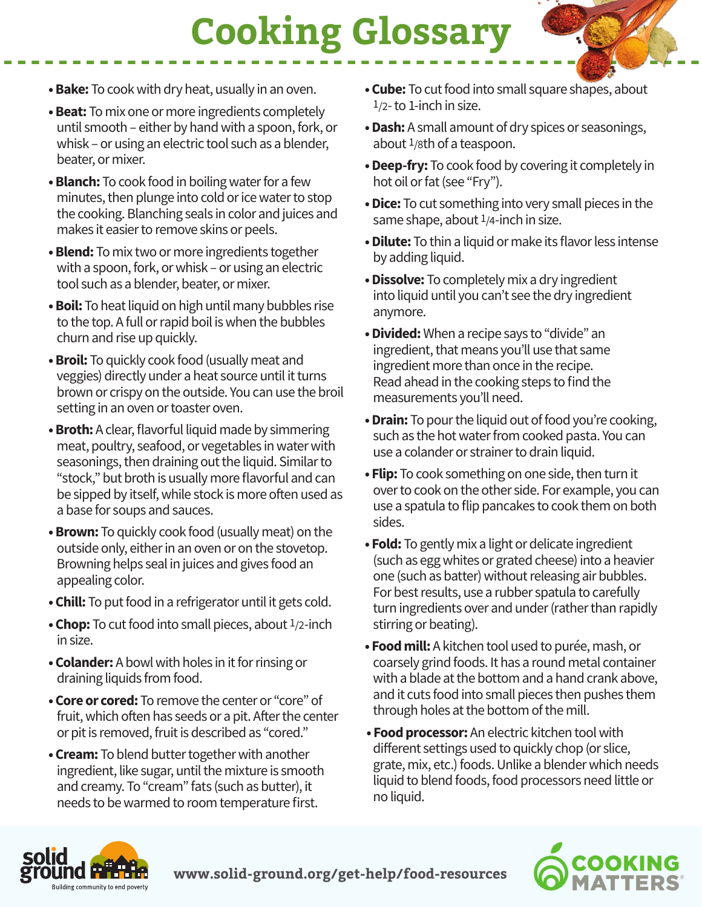# Cooking Glossary

- **Bake:** To cook with dry heat, usually in an oven.
- **Beat:** To mix one or more ingredients completely until smooth – either by hand with a spoon, fork, or whisk – or using an electric tool such as a blender, beater, or mixer.
- **Blanch:** To cook food in boiling water for a few minutes, then plunge into cold or ice water to stop the cooking. Blanching seals in color and juices and makes it easier to remove skins or peels.
- **Blend:** To mix two or more ingredients together with a spoon, fork, or whisk – or using an electric tool such as a blender, beater, or mixer.
- **Boil:** To heat liquid on high until many bubbles rise to the top. A full or rapid boil is when the bubbles churn and rise up quickly.
- **Broil:** To quickly cook food (usually meat and veggies) directly under a heat source until it turns brown or crispy on the outside. You can use the broil setting in an oven or toaster oven.
- **Broth:** A clear, flavorful liquid made by simmering meat, poultry, seafood, or vegetables in water with seasonings, then draining out the liquid. Similar to "stock," but broth is usually more flavorful and can be sipped by itself, while stock is more often used as a base for soups and sauces.
- **Brown:** To quickly cook food (usually meat) on the outside only, either in an oven or on the stovetop. Browning helps seal in juices and gives food an appealing color.
- **Chill:** To put food in a refrigerator until it gets cold.
- **Chop:** To cut food into small pieces, about 1/2-inch in size.
- **Colander:** A bowl with holes in it for rinsing or draining liquids from food.
- **Core or cored:** To remove the center or "core" of fruit, which often has seeds or a pit. After the center or pit is removed, fruit is described as "cored."
- **Cream:** To blend butter together with another ingredient, like sugar, until the mixture is smooth and creamy. To "cream" fats (such as butter), it needs to be warmed to room temperature first.
- **Cube:** To cut food into small square shapes, about 1/2- to 1-inch in size.
- **Dash:** A small amount of dry spices or seasonings, about 1/8th of a teaspoon.
- **Deep-fry:** To cook food by covering it completely in hot oil or fat (see "Fry").
- **Dice:** To cut something into very small pieces in the same shape, about 1/4-inch in size.
- **Dilute:** To thin a liquid or make its flavor less intense by adding liquid.
- **Dissolve:** To completely mix a dry ingredient into liquid until you can't see the dry ingredient anymore.
- **Divided:** When a recipe says to "divide" an ingredient, that means you'll use that same ingredient more than once in the recipe. Read ahead in the cooking steps to find the measurements you'll need.
- **Drain:** To pour the liquid out of food you're cooking, such as the hot water from cooked pasta. You can use a colander or strainer to drain liquid.
- **Flip:** To cook something on one side, then turn it over to cook on the other side. For example, you can use a spatula to flip pancakes to cook them on both sides.
- **Fold:** To gently mix a light or delicate ingredient (such as egg whites or grated cheese) into a heavier one (such as batter) without releasing air bubbles. For best results, use a rubber spatula to carefully turn ingredients over and under (rather than rapidly stirring or beating).
- **Food mill:** A kitchen tool used to purée, mash, or coarsely grind foods. It has a round metal container with a blade at the bottom and a hand crank above, and it cuts food into small pieces then pushes them through holes at the bottom of the mill.
- **Food processor:** An electric kitchen tool with different settings used to quickly chop (or slice, grate, mix, etc.) foods. Unlike a blender which needs liquid to blend foods, food processors need little or no liquid.

solid ground — Building community to end poverty

www.solid-ground.org/get-help/food-resources

COOKING MATTERS®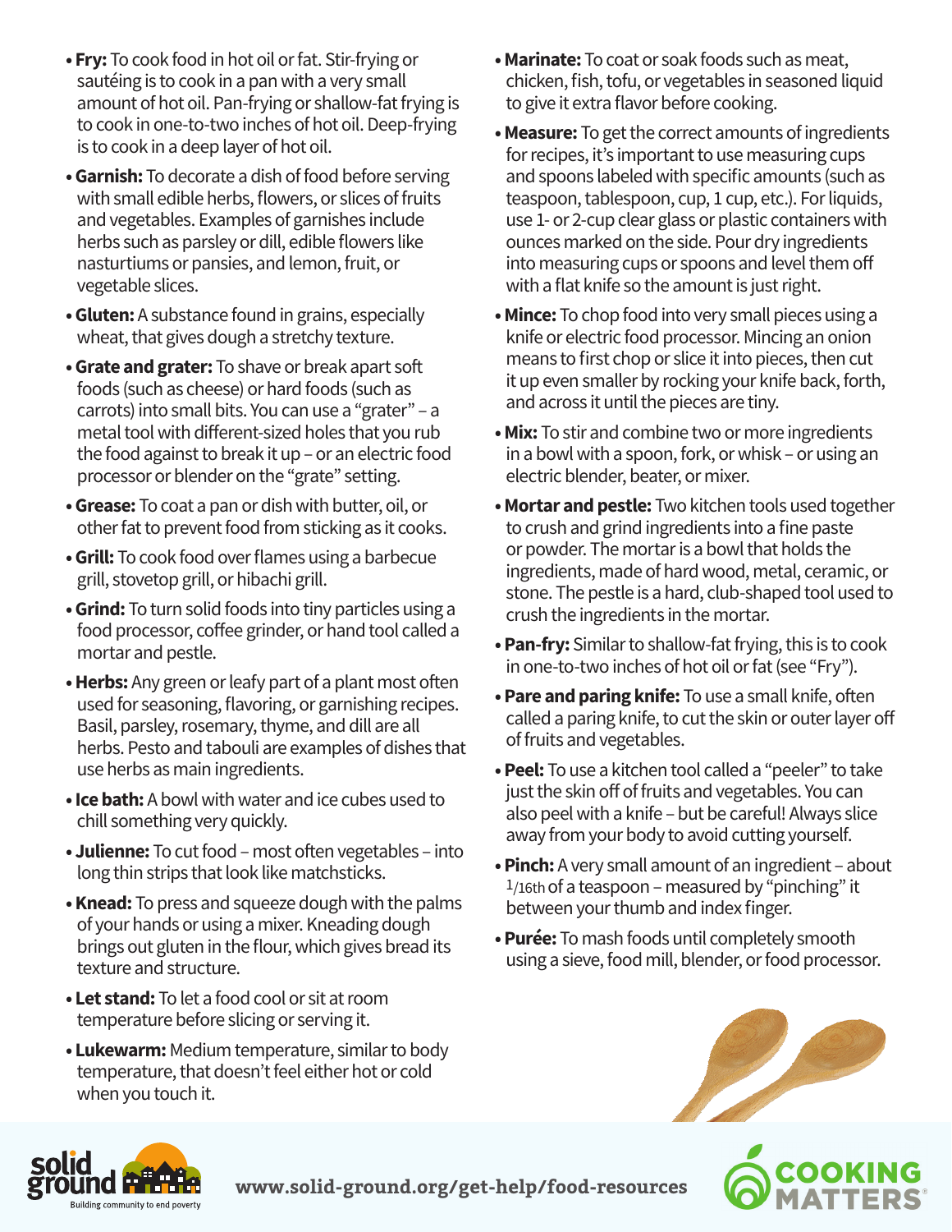- **Fry:** To cook food in hot oil or fat. Stir-frying or sautéing is to cook in a pan with a very small amount of hot oil. Pan-frying or shallow-fat frying is to cook in one-to-two inches of hot oil. Deep-frying is to cook in a deep layer of hot oil.
- **Garnish:** To decorate a dish of food before serving with small edible herbs, flowers, or slices of fruits and vegetables. Examples of garnishes include herbs such as parsley or dill, edible flowers like nasturtiums or pansies, and lemon, fruit, or vegetable slices.
- **Gluten:** A substance found in grains, especially wheat, that gives dough a stretchy texture.
- **Grate and grater:** To shave or break apart soft foods (such as cheese) or hard foods (such as carrots) into small bits. You can use a "grater" – a metal tool with different-sized holes that you rub the food against to break it up – or an electric food processor or blender on the "grate" setting.
- **Grease:** To coat a pan or dish with butter, oil, or other fat to prevent food from sticking as it cooks.
- **Grill:** To cook food over flames using a barbecue grill, stovetop grill, or hibachi grill.
- **Grind:** To turn solid foods into tiny particles using a food processor, coffee grinder, or hand tool called a mortar and pestle.
- **Herbs:** Any green or leafy part of a plant most often used for seasoning, flavoring, or garnishing recipes. Basil, parsley, rosemary, thyme, and dill are all herbs. Pesto and tabouli are examples of dishes that use herbs as main ingredients.
- **Ice bath:** A bowl with water and ice cubes used to chill something very quickly.
- **Julienne:** To cut food – most often vegetables – into long thin strips that look like matchsticks.
- **Knead:** To press and squeeze dough with the palms of your hands or using a mixer. Kneading dough brings out gluten in the flour, which gives bread its texture and structure.
- **Let stand:** To let a food cool or sit at room temperature before slicing or serving it.
- **Lukewarm:** Medium temperature, similar to body temperature, that doesn't feel either hot or cold when you touch it.
- **Marinate:** To coat or soak foods such as meat, chicken, fish, tofu, or vegetables in seasoned liquid to give it extra flavor before cooking.
- **Measure:** To get the correct amounts of ingredients for recipes, it's important to use measuring cups and spoons labeled with specific amounts (such as teaspoon, tablespoon, cup, 1 cup, etc.). For liquids, use 1- or 2-cup clear glass or plastic containers with ounces marked on the side. Pour dry ingredients into measuring cups or spoons and level them off with a flat knife so the amount is just right.
- **Mince:** To chop food into very small pieces using a knife or electric food processor. Mincing an onion means to first chop or slice it into pieces, then cut it up even smaller by rocking your knife back, forth, and across it until the pieces are tiny.
- **Mix:** To stir and combine two or more ingredients in a bowl with a spoon, fork, or whisk – or using an electric blender, beater, or mixer.
- **Mortar and pestle:** Two kitchen tools used together to crush and grind ingredients into a fine paste or powder. The mortar is a bowl that holds the ingredients, made of hard wood, metal, ceramic, or stone. The pestle is a hard, club-shaped tool used to crush the ingredients in the mortar.
- **Pan-fry:** Similar to shallow-fat frying, this is to cook in one-to-two inches of hot oil or fat (see "Fry").
- **Pare and paring knife:** To use a small knife, often called a paring knife, to cut the skin or outer layer off of fruits and vegetables.
- **Peel:** To use a kitchen tool called a "peeler" to take just the skin off of fruits and vegetables. You can also peel with a knife – but be careful! Always slice away from your body to avoid cutting yourself.
- **Pinch:** A very small amount of an ingredient – about 1/16th of a teaspoon – measured by "pinching" it between your thumb and index finger.
- **Purée:** To mash foods until completely smooth using a sieve, food mill, blender, or food processor.

solid ground — Building community to end poverty

www.solid-ground.org/get-help/food-resources

COOKING MATTERS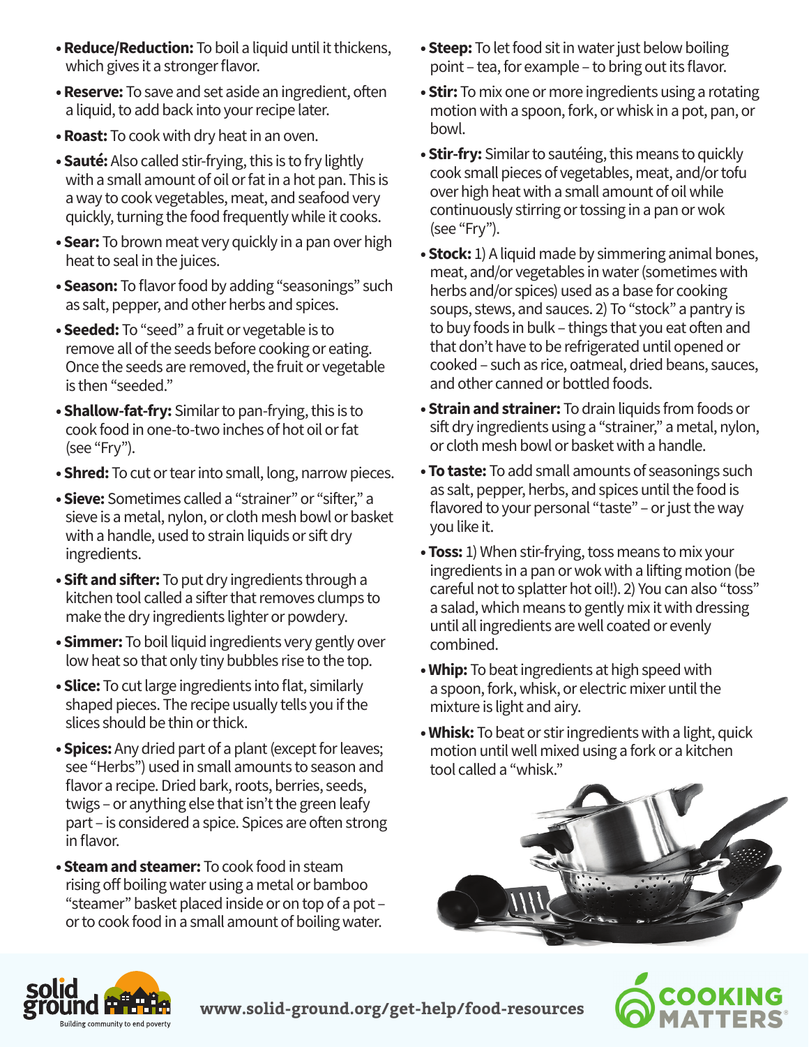- **Reduce/Reduction:** To boil a liquid until it thickens, which gives it a stronger flavor.
- **Reserve:** To save and set aside an ingredient, often a liquid, to add back into your recipe later.
- **Roast:** To cook with dry heat in an oven.
- **Sauté:** Also called stir-frying, this is to fry lightly with a small amount of oil or fat in a hot pan. This is a way to cook vegetables, meat, and seafood very quickly, turning the food frequently while it cooks.
- **Sear:** To brown meat very quickly in a pan over high heat to seal in the juices.
- **Season:** To flavor food by adding "seasonings" such as salt, pepper, and other herbs and spices.
- **Seeded:** To "seed" a fruit or vegetable is to remove all of the seeds before cooking or eating. Once the seeds are removed, the fruit or vegetable is then "seeded."
- **Shallow-fat-fry:** Similar to pan-frying, this is to cook food in one-to-two inches of hot oil or fat (see "Fry").
- **Shred:** To cut or tear into small, long, narrow pieces.
- **Sieve:** Sometimes called a "strainer" or "sifter," a sieve is a metal, nylon, or cloth mesh bowl or basket with a handle, used to strain liquids or sift dry ingredients.
- **Sift and sifter:** To put dry ingredients through a kitchen tool called a sifter that removes clumps to make the dry ingredients lighter or powdery.
- **Simmer:** To boil liquid ingredients very gently over low heat so that only tiny bubbles rise to the top.
- **Slice:** To cut large ingredients into flat, similarly shaped pieces. The recipe usually tells you if the slices should be thin or thick.
- **Spices:** Any dried part of a plant (except for leaves; see "Herbs") used in small amounts to season and flavor a recipe. Dried bark, roots, berries, seeds, twigs – or anything else that isn't the green leafy part – is considered a spice. Spices are often strong in flavor.
- **Steam and steamer:** To cook food in steam rising off boiling water using a metal or bamboo "steamer" basket placed inside or on top of a pot – or to cook food in a small amount of boiling water.
- **Steep:** To let food sit in water just below boiling point – tea, for example – to bring out its flavor.
- **Stir:** To mix one or more ingredients using a rotating motion with a spoon, fork, or whisk in a pot, pan, or bowl.
- **Stir-fry:** Similar to sautéing, this means to quickly cook small pieces of vegetables, meat, and/or tofu over high heat with a small amount of oil while continuously stirring or tossing in a pan or wok (see "Fry").
- **Stock:** 1) A liquid made by simmering animal bones, meat, and/or vegetables in water (sometimes with herbs and/or spices) used as a base for cooking soups, stews, and sauces. 2) To "stock" a pantry is to buy foods in bulk – things that you eat often and that don't have to be refrigerated until opened or cooked – such as rice, oatmeal, dried beans, sauces, and other canned or bottled foods.
- **Strain and strainer:** To drain liquids from foods or sift dry ingredients using a "strainer," a metal, nylon, or cloth mesh bowl or basket with a handle.
- **To taste:** To add small amounts of seasonings such as salt, pepper, herbs, and spices until the food is flavored to your personal "taste" – or just the way you like it.
- **Toss:** 1) When stir-frying, toss means to mix your ingredients in a pan or wok with a lifting motion (be careful not to splatter hot oil!). 2) You can also "toss" a salad, which means to gently mix it with dressing until all ingredients are well coated or evenly combined.
- **Whip:** To beat ingredients at high speed with a spoon, fork, whisk, or electric mixer until the mixture is light and airy.
- **Whisk:** To beat or stir ingredients with a light, quick motion until well mixed using a fork or a kitchen tool called a "whisk."

solid ground — Building community to end poverty

www.solid-ground.org/get-help/food-resources

COOKING MATTERS